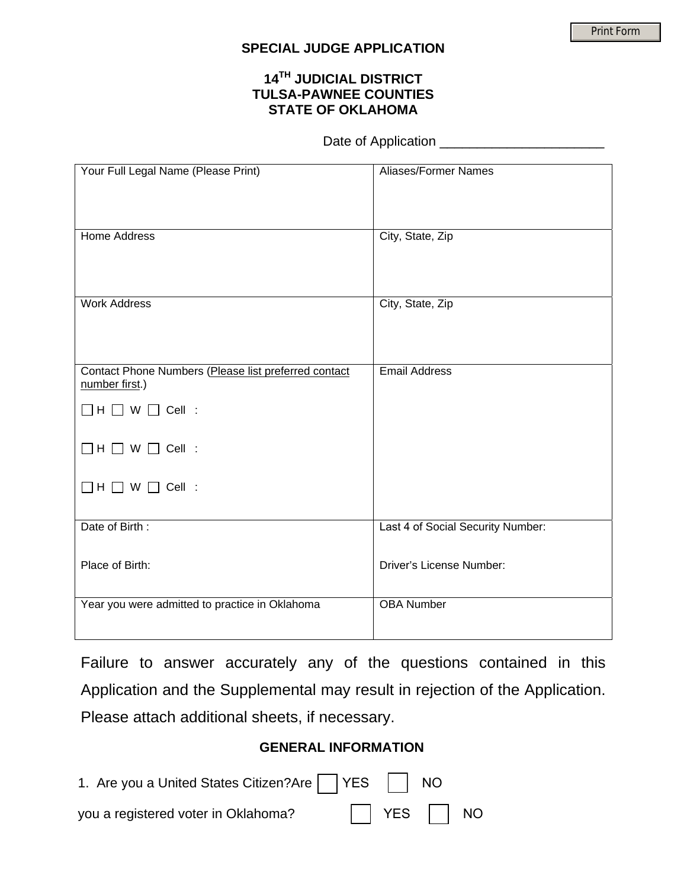## SPECIAL JUDGE APPLICATION

### 14TH JUDICIAL DISTRICT
### TULSA-PAWNEE COUNTIES
### STATE OF OKLAHOMA

Date of Application ______________________

| Your Full Legal Name (Please Print) | Aliases/Former Names |
|---|---|
| Home Address | City, State, Zip |
| Work Address | City, State, Zip |
| Contact Phone Numbers (Please list preferred contact number first.)<br>☐ H ☐ W ☐ Cell :<br>☐ H ☐ W ☐ Cell :<br>☐ H ☐ W ☐ Cell : | Email Address |
| Date of Birth :<br>Place of Birth: | Last 4 of Social Security Number:<br>Driver's License Number: |
| Year you were admitted to practice in Oklahoma | OBA Number |

Failure to answer accurately any of the questions contained in this Application and the Supplemental may result in rejection of the Application. Please attach additional sheets, if necessary.

### GENERAL INFORMATION

1. Are you a United States Citizen?Are ☐ YES ☐ NO

you a registered voter in Oklahoma? ☐ YES ☐ NO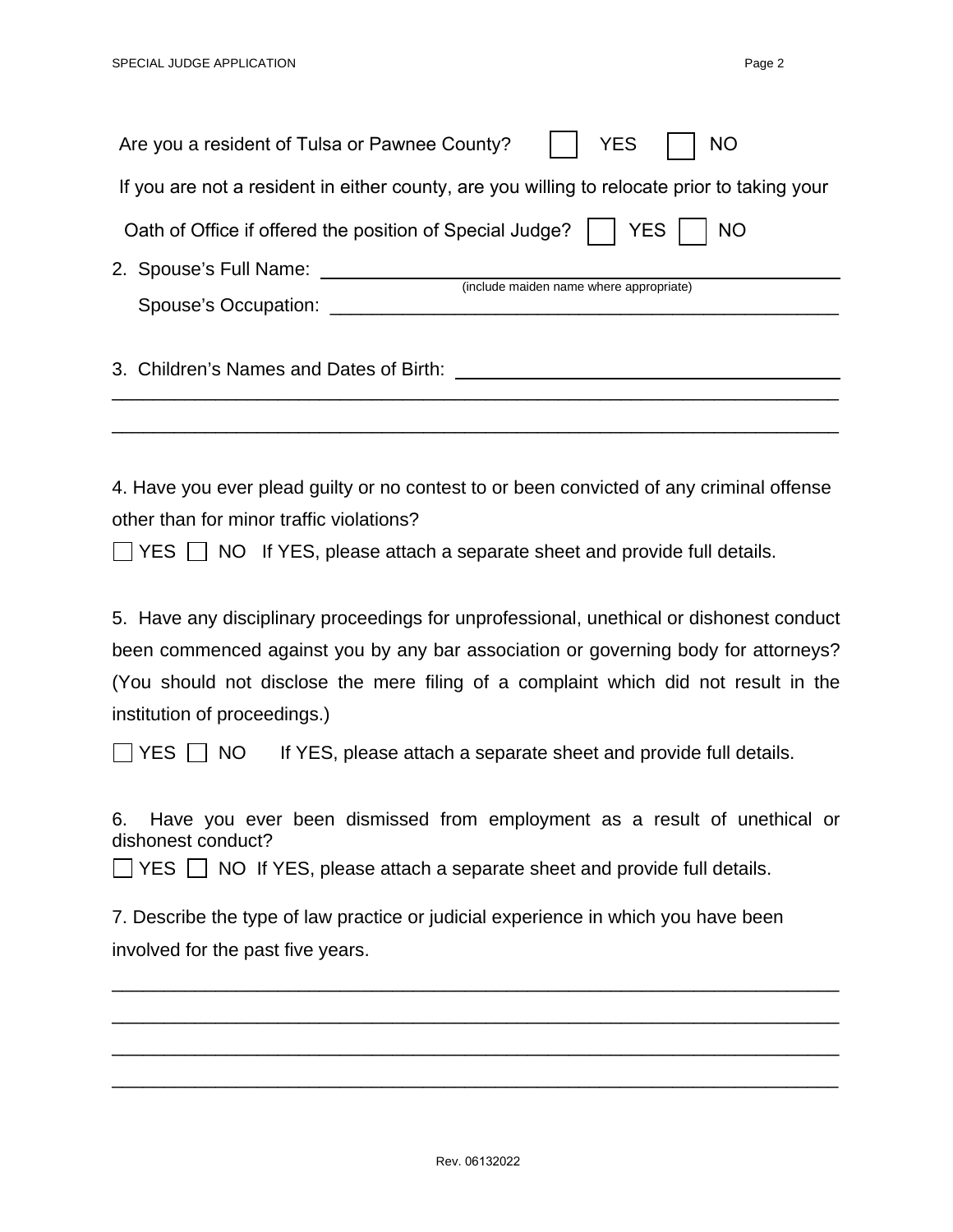Are you a resident of Tulsa or Pawnee County? ☐ YES ☐ NO

If you are not a resident in either county, are you willing to relocate prior to taking your Oath of Office if offered the position of Special Judge? ☐ YES ☐ NO

2. Spouse's Full Name: ______________________________________________
   (include maiden name where appropriate)

   Spouse's Occupation: ______________________________________________

3. Children's Names and Dates of Birth: ______________________________________________

______________________________________________________________________

______________________________________________________________________

4. Have you ever plead guilty or no contest to or been convicted of any criminal offense other than for minor traffic violations?

☐ YES ☐ NO If YES, please attach a separate sheet and provide full details.

5. Have any disciplinary proceedings for unprofessional, unethical or dishonest conduct been commenced against you by any bar association or governing body for attorneys? (You should not disclose the mere filing of a complaint which did not result in the institution of proceedings.)

☐ YES ☐ NO If YES, please attach a separate sheet and provide full details.

6. Have you ever been dismissed from employment as a result of unethical or dishonest conduct?

☐ YES ☐ NO If YES, please attach a separate sheet and provide full details.

7. Describe the type of law practice or judicial experience in which you have been involved for the past five years.

______________________________________________________________________

______________________________________________________________________

______________________________________________________________________

______________________________________________________________________

Rev. 06132022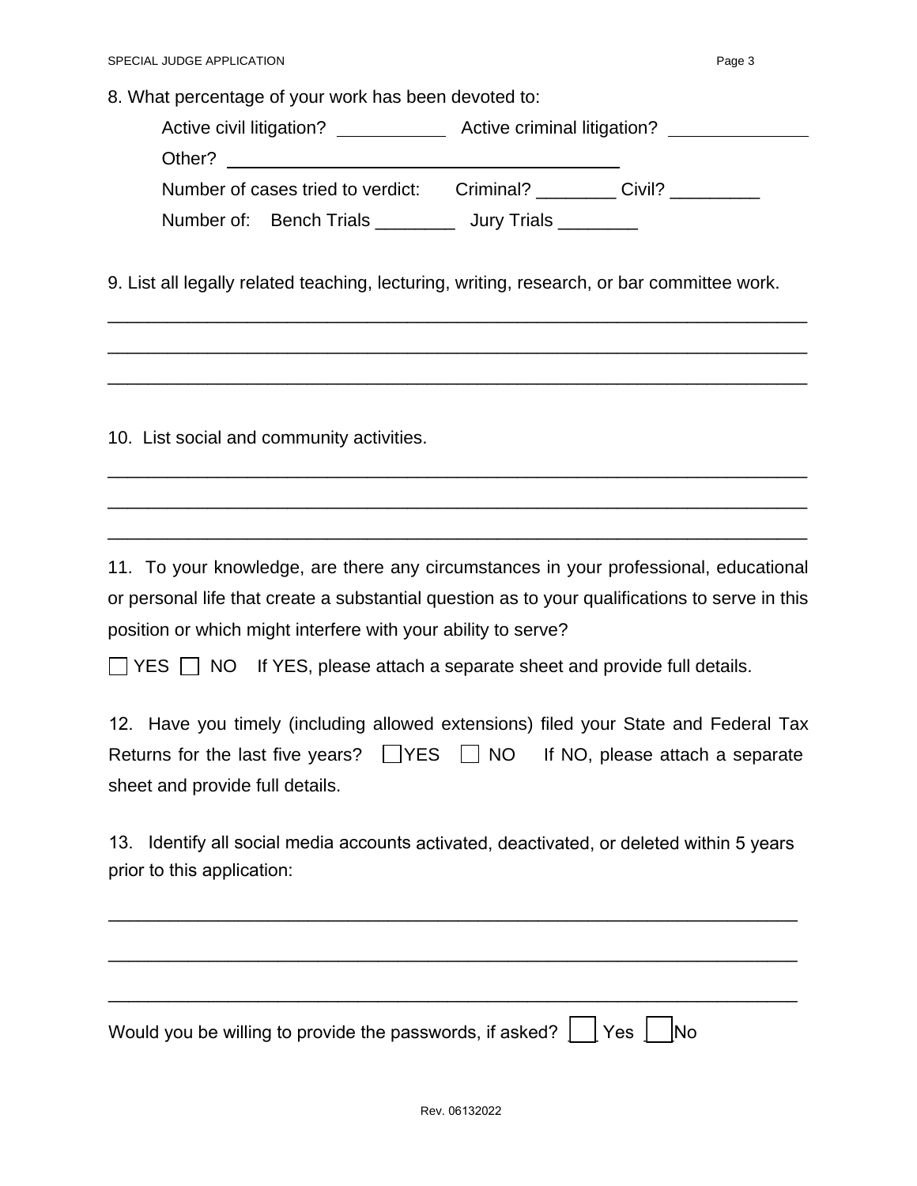8. What percentage of your work has been devoted to:

Active civil litigation? ___________ Active criminal litigation? _____________

Other? ____________________________________

Number of cases tried to verdict: Criminal? ________ Civil? _________

Number of: Bench Trials ________ Jury Trials ________

9. List all legally related teaching, lecturing, writing, research, or bar committee work.

______________________________________________________________________

______________________________________________________________________

______________________________________________________________________

10. List social and community activities.

______________________________________________________________________

______________________________________________________________________

______________________________________________________________________

11. To your knowledge, are there any circumstances in your professional, educational or personal life that create a substantial question as to your qualifications to serve in this position or which might interfere with your ability to serve?

☐ YES ☐ NO If YES, please attach a separate sheet and provide full details.

12. Have you timely (including allowed extensions) filed your State and Federal Tax Returns for the last five years? ☐ YES ☐ NO If NO, please attach a separate sheet and provide full details.

13. Identify all social media accounts activated, deactivated, or deleted within 5 years prior to this application:

______________________________________________________________________

______________________________________________________________________

______________________________________________________________________

Would you be willing to provide the passwords, if asked? ☐ Yes ☐ No

Rev. 06132022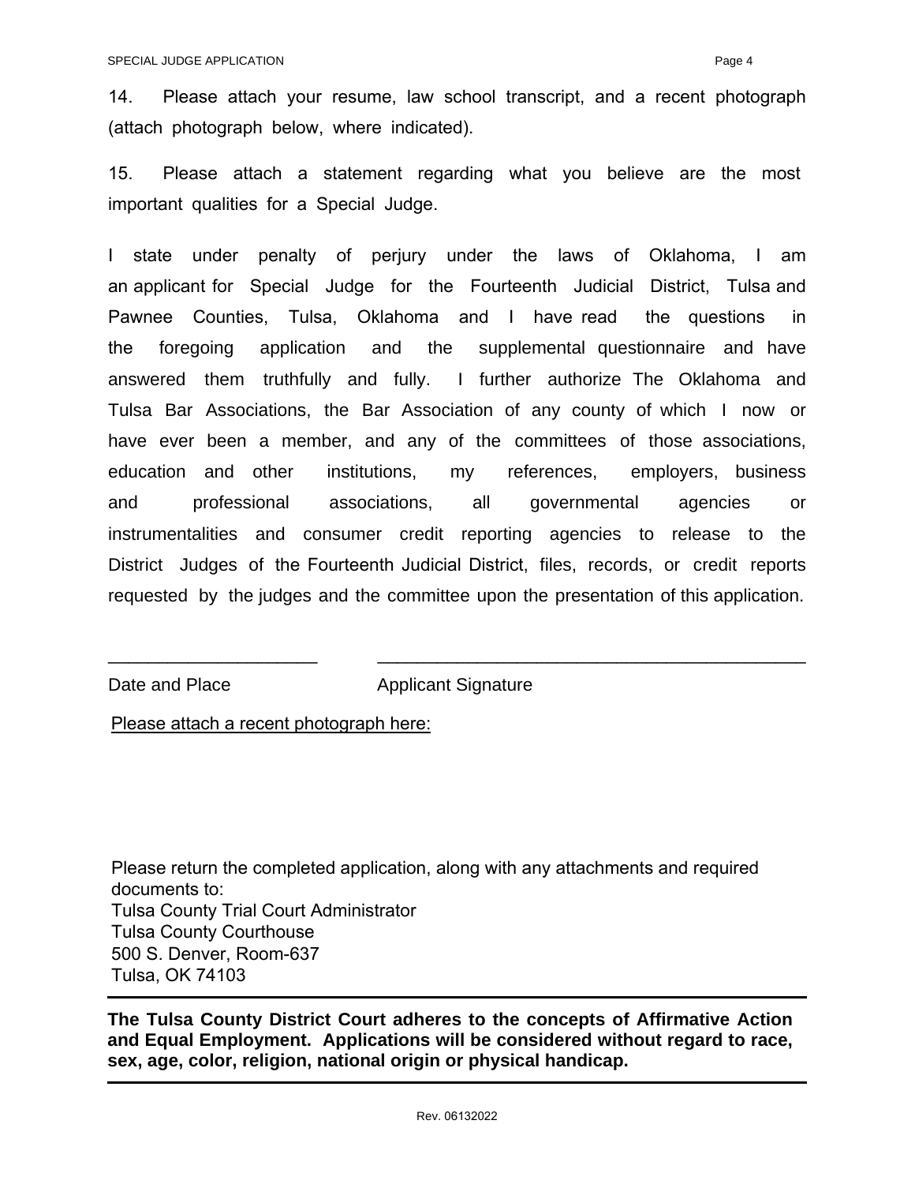14. Please attach your resume, law school transcript, and a recent photograph (attach photograph below, where indicated).

15. Please attach a statement regarding what you believe are the most important qualities for a Special Judge.

I state under penalty of perjury under the laws of Oklahoma, I am an applicant for Special Judge for the Fourteenth Judicial District, Tulsa and Pawnee Counties, Tulsa, Oklahoma and I have read the questions in the foregoing application and the supplemental questionnaire and have answered them truthfully and fully. I further authorize The Oklahoma and Tulsa Bar Associations, the Bar Association of any county of which I now or have ever been a member, and any of the committees of those associations, education and other institutions, my references, employers, business and professional associations, all governmental agencies or instrumentalities and consumer credit reporting agencies to release to the District Judges of the Fourteenth Judicial District, files, records, or credit reports requested by the judges and the committee upon the presentation of this application.

_____________________ &nbsp;&nbsp;&nbsp;&nbsp; ___________________________________________

Date and Place &nbsp;&nbsp;&nbsp;&nbsp; Applicant Signature

Please attach a recent photograph here:

Please return the completed application, along with any attachments and required documents to:
Tulsa County Trial Court Administrator
Tulsa County Courthouse
500 S. Denver, Room-637
Tulsa, OK 74103

---

**The Tulsa County District Court adheres to the concepts of Affirmative Action and Equal Employment. Applications will be considered without regard to race, sex, age, color, religion, national origin or physical handicap.**

---

Rev. 06132022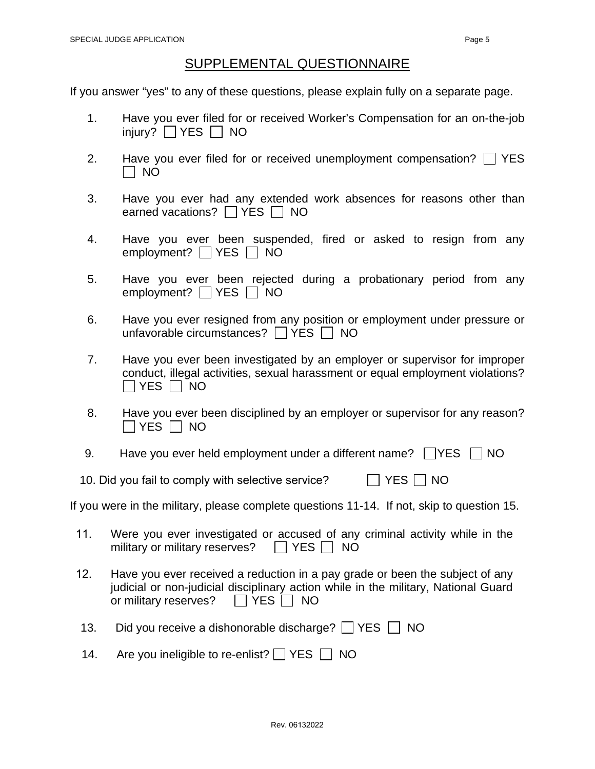## SUPPLEMENTAL QUESTIONNAIRE

If you answer "yes" to any of these questions, please explain fully on a separate page.

1. Have you ever filed for or received Worker's Compensation for an on-the-job injury? ☐ YES ☐ NO

2. Have you ever filed for or received unemployment compensation? ☐ YES ☐ NO

3. Have you ever had any extended work absences for reasons other than earned vacations? ☐ YES ☐ NO

4. Have you ever been suspended, fired or asked to resign from any employment? ☐ YES ☐ NO

5. Have you ever been rejected during a probationary period from any employment? ☐ YES ☐ NO

6. Have you ever resigned from any position or employment under pressure or unfavorable circumstances? ☐ YES ☐ NO

7. Have you ever been investigated by an employer or supervisor for improper conduct, illegal activities, sexual harassment or equal employment violations? ☐ YES ☐ NO

8. Have you ever been disciplined by an employer or supervisor for any reason? ☐ YES ☐ NO

9. Have you ever held employment under a different name? ☐ YES ☐ NO

10. Did you fail to comply with selective service? ☐ YES ☐ NO

If you were in the military, please complete questions 11-14. If not, skip to question 15.

11. Were you ever investigated or accused of any criminal activity while in the military or military reserves? ☐ YES ☐ NO

12. Have you ever received a reduction in a pay grade or been the subject of any judicial or non-judicial disciplinary action while in the military, National Guard or military reserves? ☐ YES ☐ NO

13. Did you receive a dishonorable discharge? ☐ YES ☐ NO

14. Are you ineligible to re-enlist? ☐ YES ☐ NO

Rev. 06132022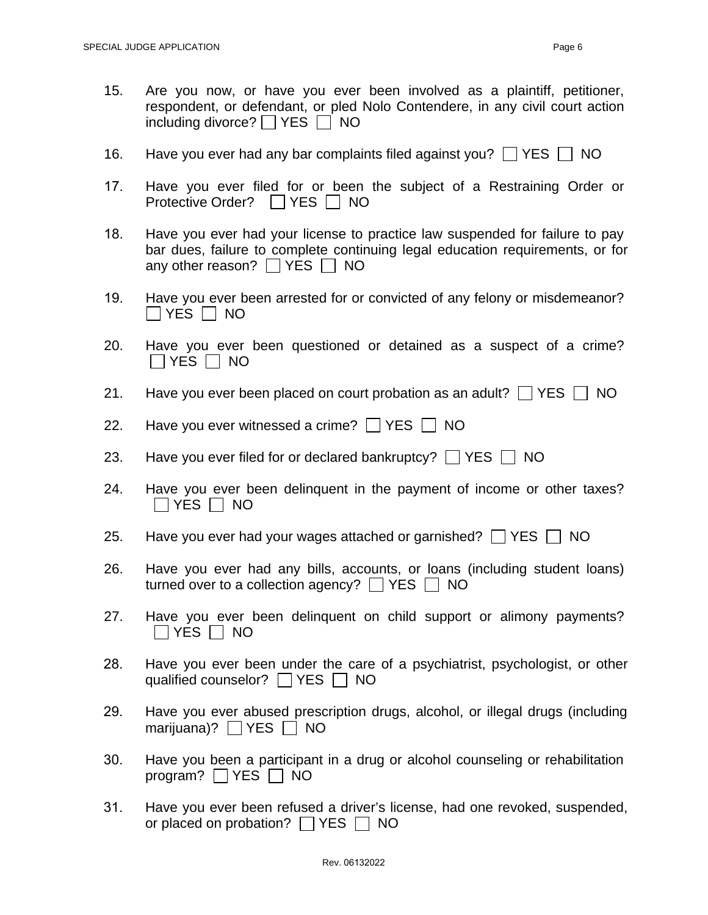15. Are you now, or have you ever been involved as a plaintiff, petitioner, respondent, or defendant, or pled Nolo Contendere, in any civil court action including divorce? ☐ YES ☐ NO

16. Have you ever had any bar complaints filed against you? ☐ YES ☐ NO

17. Have you ever filed for or been the subject of a Restraining Order or Protective Order? ☐ YES ☐ NO

18. Have you ever had your license to practice law suspended for failure to pay bar dues, failure to complete continuing legal education requirements, or for any other reason? ☐ YES ☐ NO

19. Have you ever been arrested for or convicted of any felony or misdemeanor? ☐ YES ☐ NO

20. Have you ever been questioned or detained as a suspect of a crime? ☐ YES ☐ NO

21. Have you ever been placed on court probation as an adult? ☐ YES ☐ NO

22. Have you ever witnessed a crime? ☐ YES ☐ NO

23. Have you ever filed for or declared bankruptcy? ☐ YES ☐ NO

24. Have you ever been delinquent in the payment of income or other taxes? ☐ YES ☐ NO

25. Have you ever had your wages attached or garnished? ☐ YES ☐ NO

26. Have you ever had any bills, accounts, or loans (including student loans) turned over to a collection agency? ☐ YES ☐ NO

27. Have you ever been delinquent on child support or alimony payments? ☐ YES ☐ NO

28. Have you ever been under the care of a psychiatrist, psychologist, or other qualified counselor? ☐ YES ☐ NO

29. Have you ever abused prescription drugs, alcohol, or illegal drugs (including marijuana)? ☐ YES ☐ NO

30. Have you been a participant in a drug or alcohol counseling or rehabilitation program? ☐ YES ☐ NO

31. Have you ever been refused a driver's license, had one revoked, suspended, or placed on probation? ☐ YES ☐ NO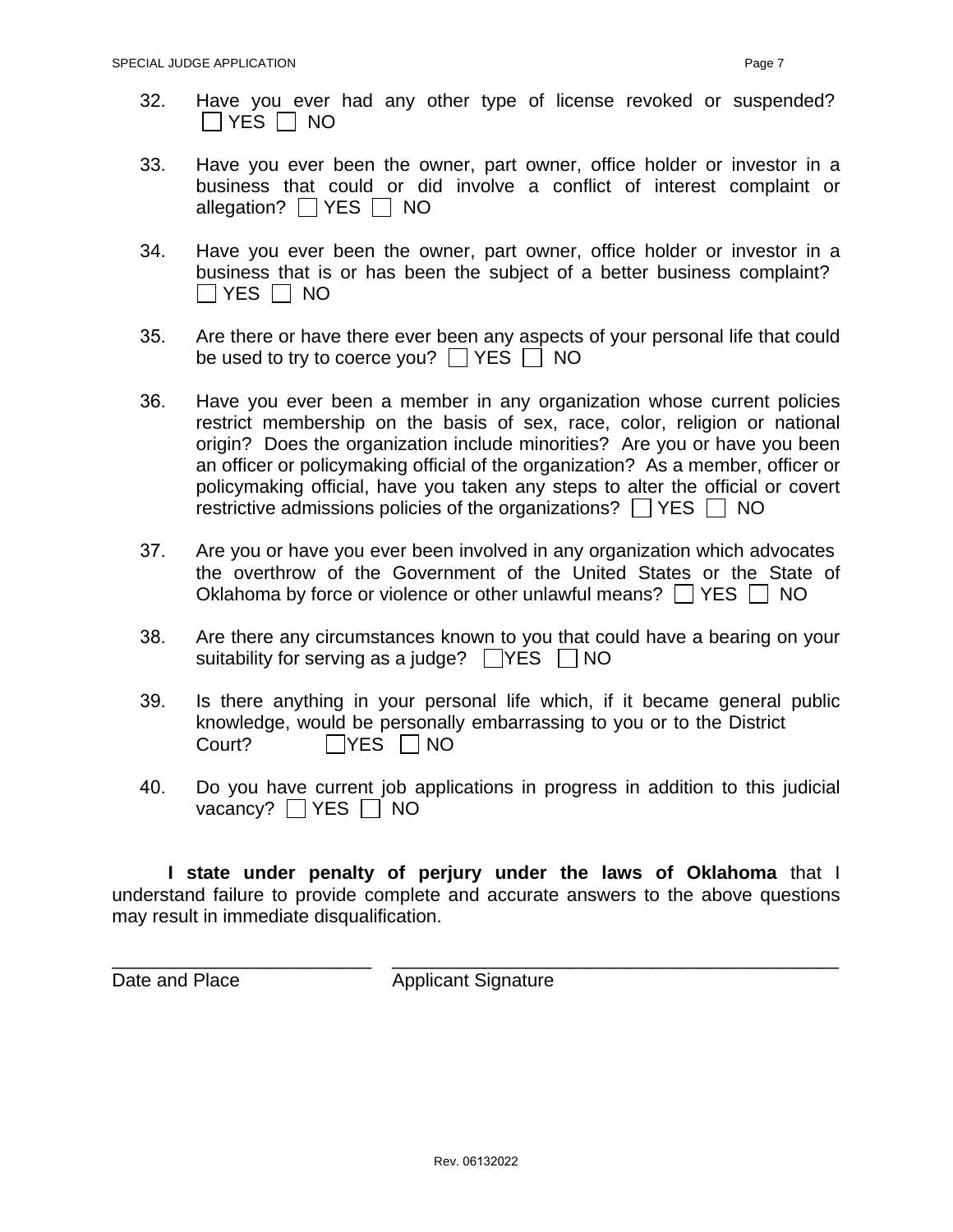32. Have you ever had any other type of license revoked or suspended? ☐ YES ☐ NO

33. Have you ever been the owner, part owner, office holder or investor in a business that could or did involve a conflict of interest complaint or allegation? ☐ YES ☐ NO

34. Have you ever been the owner, part owner, office holder or investor in a business that is or has been the subject of a better business complaint? ☐ YES ☐ NO

35. Are there or have there ever been any aspects of your personal life that could be used to try to coerce you? ☐ YES ☐ NO

36. Have you ever been a member in any organization whose current policies restrict membership on the basis of sex, race, color, religion or national origin? Does the organization include minorities? Are you or have you been an officer or policymaking official of the organization? As a member, officer or policymaking official, have you taken any steps to alter the official or covert restrictive admissions policies of the organizations? ☐ YES ☐ NO

37. Are you or have you ever been involved in any organization which advocates the overthrow of the Government of the United States or the State of Oklahoma by force or violence or other unlawful means? ☐ YES ☐ NO

38. Are there any circumstances known to you that could have a bearing on your suitability for serving as a judge? ☐ YES ☐ NO

39. Is there anything in your personal life which, if it became general public knowledge, would be personally embarrassing to you or to the District Court? ☐ YES ☐ NO

40. Do you have current job applications in progress in addition to this judicial vacancy? ☐ YES ☐ NO

**I state under penalty of perjury under the laws of Oklahoma** that I understand failure to provide complete and accurate answers to the above questions may result in immediate disqualification.

_________________________ _____________________________________________

Date and Place Applicant Signature

Rev. 06132022